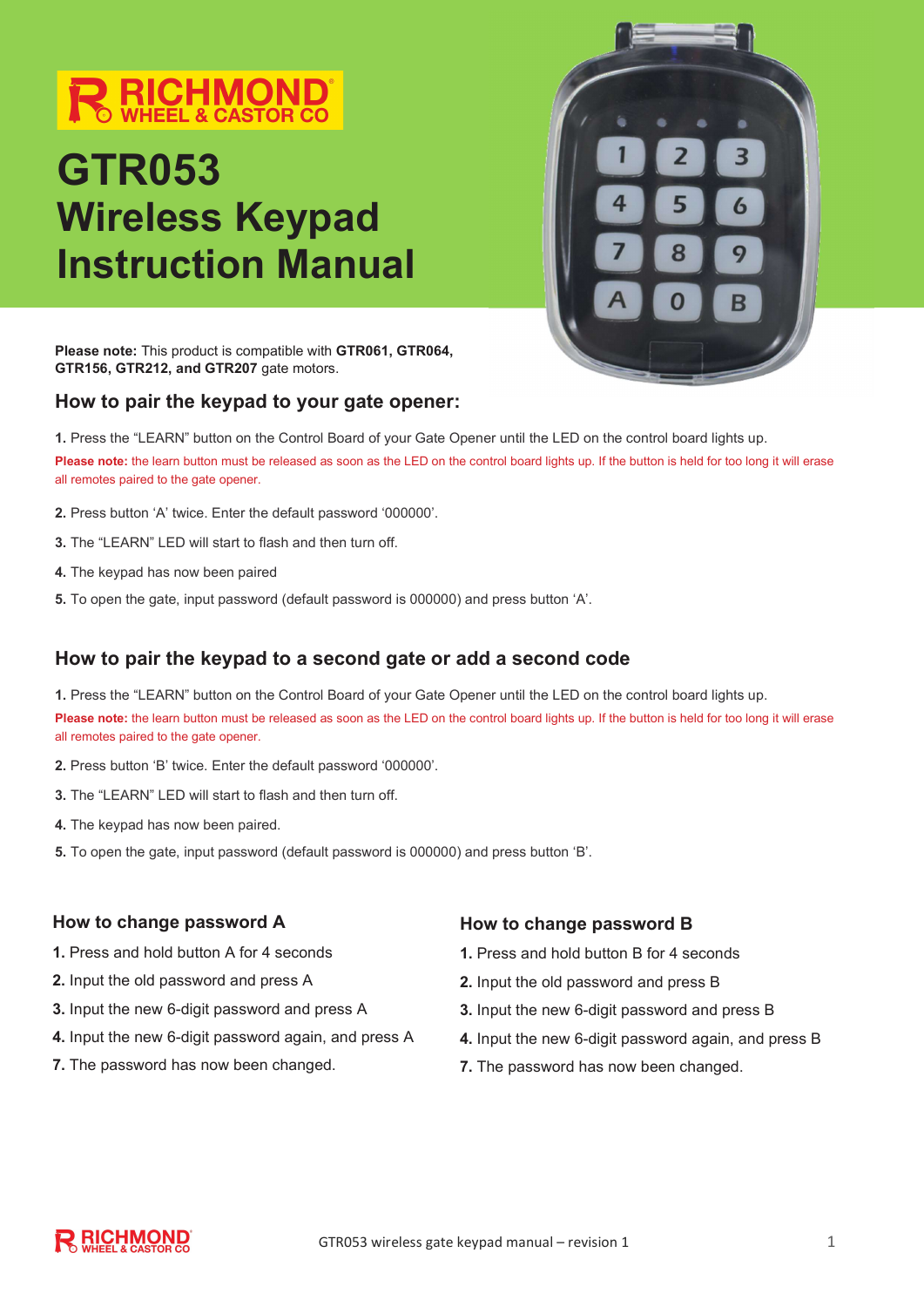RICHMOND WHEEL & CASTOR CO

# GTR053 Wireless Keypad Instruction Manual

**Please note:** This product is compatible with **GTR061, GTR064, GTR156, GTR212, and GTR207** gate motors.

## How to pair the keypad to your gate opener:

**1.** Press the "LEARN" button on the Control Board of your Gate Opener until the LED on the control board lights up.

**Please note:** the learn button must be released as soon as the LED on the control board lights up. If the button is held for too long it will erase all remotes paired to the gate opener.

**2.** Press button 'A' twice. Enter the default password '000000'.

**3.** The "LEARN" LED will start to flash and then turn off.

**4.** The keypad has now been paired

**5.** To open the gate, input password (default password is 000000) and press button 'A'.

## How to pair the keypad to a second gate or add a second code

**1.** Press the "LEARN" button on the Control Board of your Gate Opener until the LED on the control board lights up.

**Please note:** the learn button must be released as soon as the LED on the control board lights up. If the button is held for too long it will erase all remotes paired to the gate opener.

**2.** Press button 'B' twice. Enter the default password '000000'.

**3.** The "LEARN" LED will start to flash and then turn off.

**4.** The keypad has now been paired.

**5.** To open the gate, input password (default password is 000000) and press button 'B'.

## How to change password A

**1.** Press and hold button A for 4 seconds

**2.** Input the old password and press A

**3.** Input the new 6-digit password and press A

**4.** Input the new 6-digit password again, and press A

**7.** The password has now been changed.

## How to change password B

**1.** Press and hold button B for 4 seconds

**2.** Input the old password and press B

**3.** Input the new 6-digit password and press B

**4.** Input the new 6-digit password again, and press B

**7.** The password has now been changed.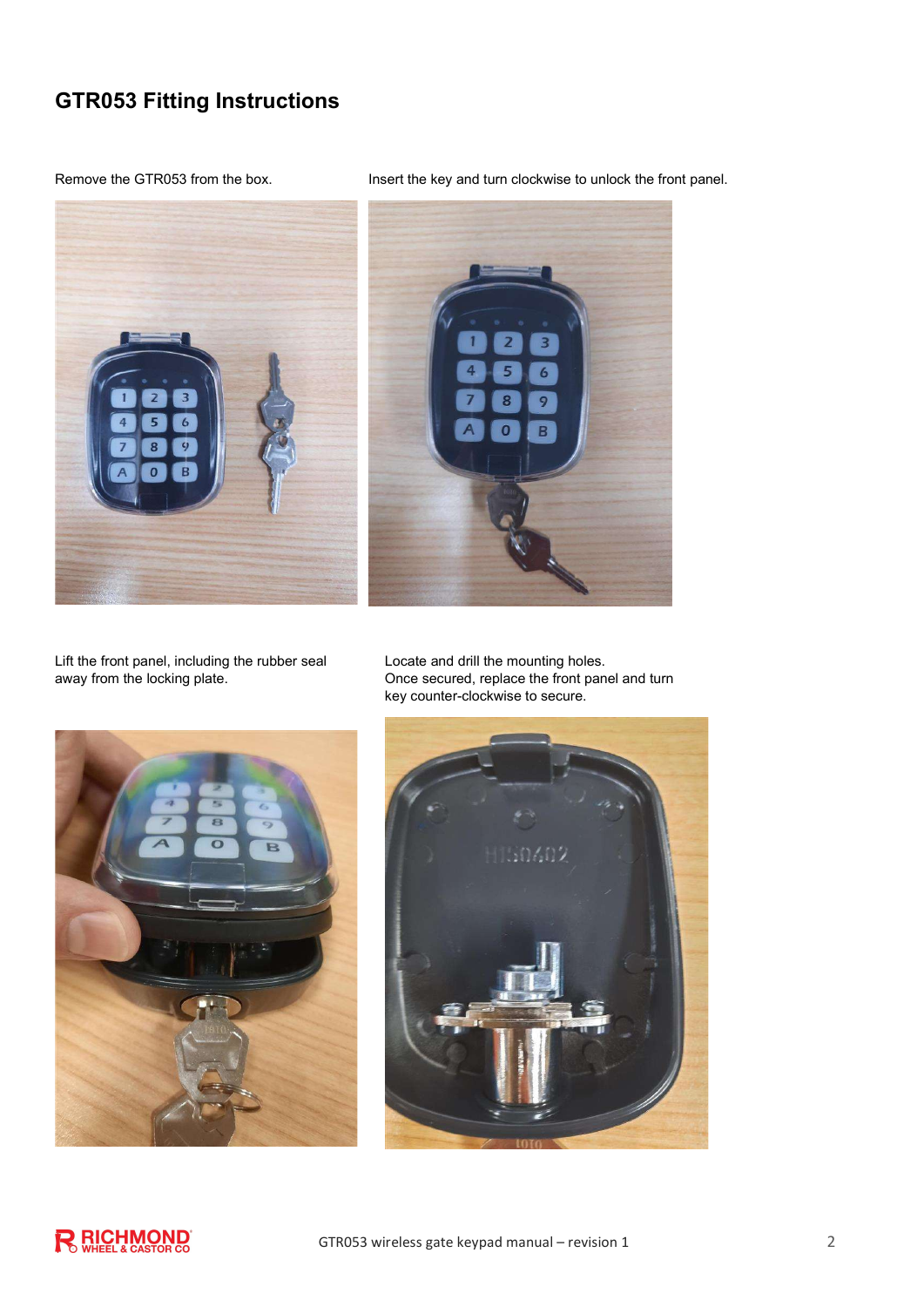# GTR053 Fitting Instructions

Remove the GTR053 from the box.

Insert the key and turn clockwise to unlock the front panel.

Lift the front panel, including the rubber seal away from the locking plate.

Locate and drill the mounting holes.
Once secured, replace the front panel and turn key counter-clockwise to secure.